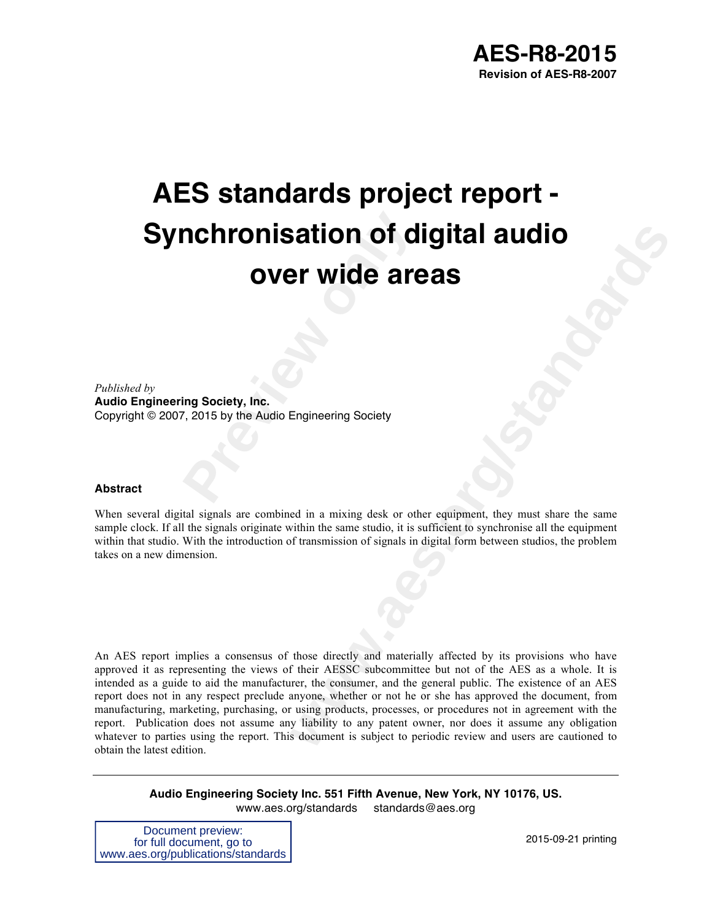**AES-R8-2015**
**Revision of AES-R8-2007**

# AES standards project report - Synchronisation of digital audio over wide areas

*Published by*
**Audio Engineering Society, Inc.**
Copyright © 2007, 2015 by the Audio Engineering Society

**Abstract**

When several digital signals are combined in a mixing desk or other equipment, they must share the same sample clock. If all the signals originate within the same studio, it is sufficient to synchronise all the equipment within that studio. With the introduction of transmission of signals in digital form between studios, the problem takes on a new dimension.

An AES report implies a consensus of those directly and materially affected by its provisions who have approved it as representing the views of their AESSC subcommittee but not of the AES as a whole. It is intended as a guide to aid the manufacturer, the consumer, and the general public. The existence of an AES report does not in any respect preclude anyone, whether or not he or she has approved the document, from manufacturing, marketing, purchasing, or using products, processes, or procedures not in agreement with the report. Publication does not assume any liability to any patent owner, nor does it assume any obligation whatever to parties using the report. This document is subject to periodic review and users are cautioned to obtain the latest edition.

**Audio Engineering Society Inc. 551 Fifth Avenue, New York, NY 10176, US.**
www.aes.org/standards standards@aes.org

Document preview:
for full document, go to
www.aes.org/publications/standards

2015-09-21 printing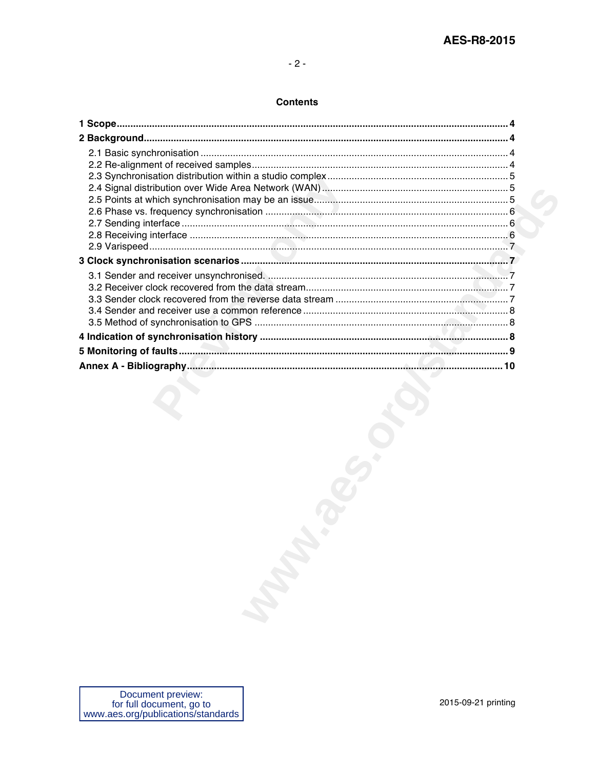## Contents

**1 Scope** ..... **4**

**2 Background** ..... **4**

- 2.1 Basic synchronisation ..... 4
- 2.2 Re-alignment of received samples ..... 4
- 2.3 Synchronisation distribution within a studio complex ..... 5
- 2.4 Signal distribution over Wide Area Network (WAN) ..... 5
- 2.5 Points at which synchronisation may be an issue ..... 5
- 2.6 Phase vs. frequency synchronisation ..... 6
- 2.7 Sending interface ..... 6
- 2.8 Receiving interface ..... 6
- 2.9 Varispeed ..... 7

**3 Clock synchronisation scenarios** ..... **7**

- 3.1 Sender and receiver unsynchronised. ..... 7
- 3.2 Receiver clock recovered from the data stream ..... 7
- 3.3 Sender clock recovered from the reverse data stream ..... 7
- 3.4 Sender and receiver use a common reference ..... 8
- 3.5 Method of synchronisation to GPS ..... 8

**4 Indication of synchronisation history** ..... **8**

**5 Monitoring of faults** ..... **9**

**Annex A - Bibliography** ..... **10**

Document preview:
for full document, go to
www.aes.org/publications/standards

2015-09-21 printing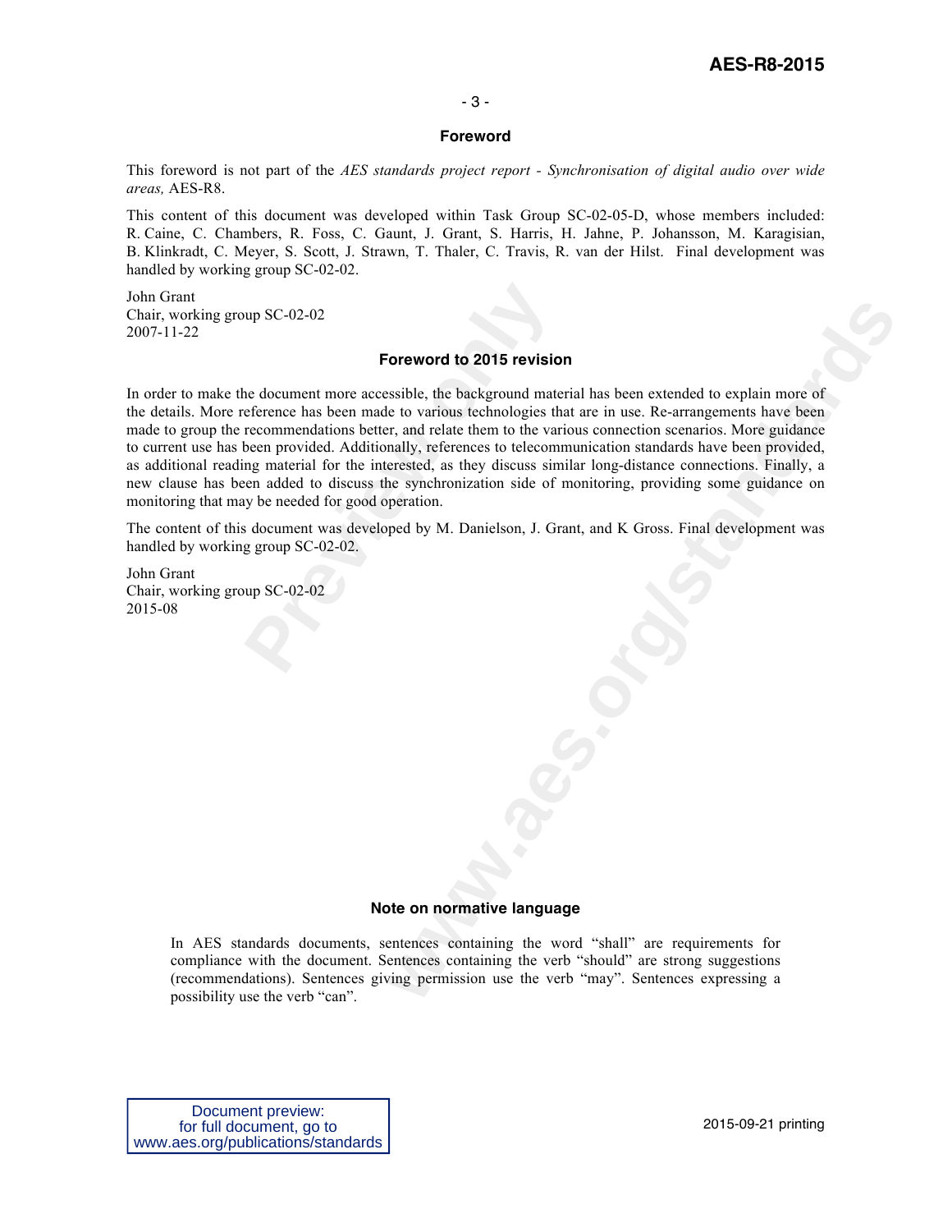## Foreword

This foreword is not part of the *AES standards project report - Synchronisation of digital audio over wide areas,* AES-R8.

This content of this document was developed within Task Group SC-02-05-D, whose members included: R. Caine, C. Chambers, R. Foss, C. Gaunt, J. Grant, S. Harris, H. Jahne, P. Johansson, M. Karagisian, B. Klinkradt, C. Meyer, S. Scott, J. Strawn, T. Thaler, C. Travis, R. van der Hilst. Final development was handled by working group SC-02-02.

John Grant
Chair, working group SC-02-02
2007-11-22

## Foreword to 2015 revision

In order to make the document more accessible, the background material has been extended to explain more of the details. More reference has been made to various technologies that are in use. Re-arrangements have been made to group the recommendations better, and relate them to the various connection scenarios. More guidance to current use has been provided. Additionally, references to telecommunication standards have been provided, as additional reading material for the interested, as they discuss similar long-distance connections. Finally, a new clause has been added to discuss the synchronization side of monitoring, providing some guidance on monitoring that may be needed for good operation.

The content of this document was developed by M. Danielson, J. Grant, and K Gross. Final development was handled by working group SC-02-02.

John Grant
Chair, working group SC-02-02
2015-08

## Note on normative language

In AES standards documents, sentences containing the word "shall" are requirements for compliance with the document. Sentences containing the verb "should" are strong suggestions (recommendations). Sentences giving permission use the verb "may". Sentences expressing a possibility use the verb "can".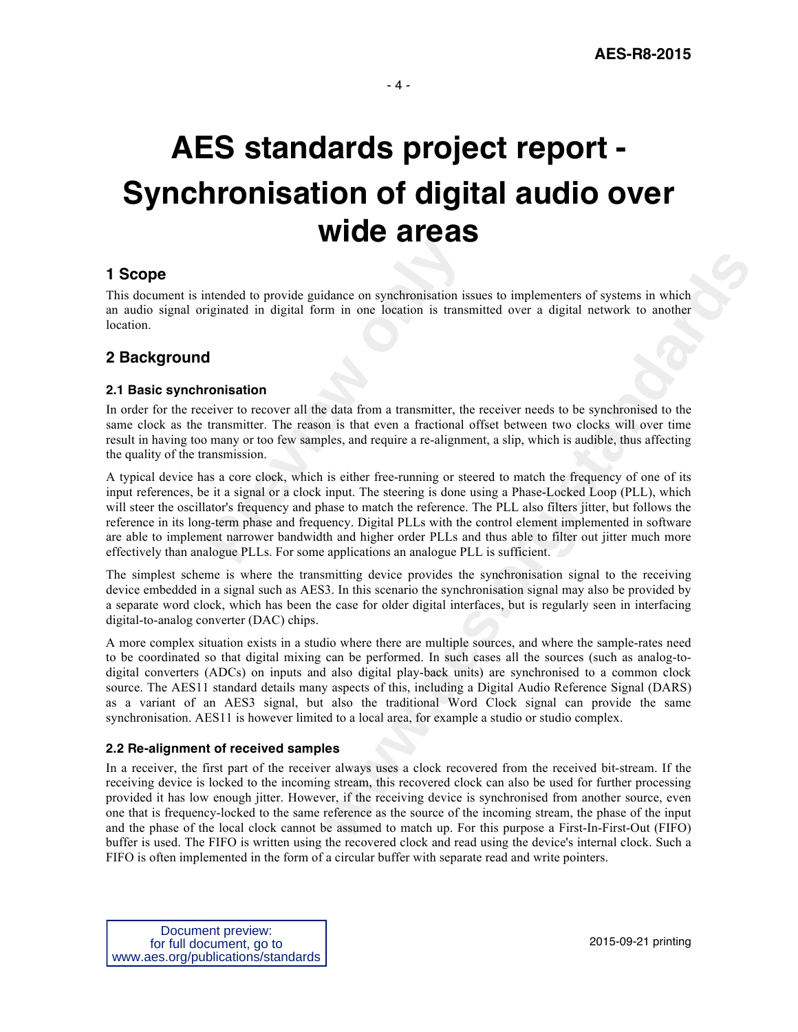# AES standards project report - Synchronisation of digital audio over wide areas

## 1 Scope

This document is intended to provide guidance on synchronisation issues to implementers of systems in which an audio signal originated in digital form in one location is transmitted over a digital network to another location.

## 2 Background

### 2.1 Basic synchronisation

In order for the receiver to recover all the data from a transmitter, the receiver needs to be synchronised to the same clock as the transmitter. The reason is that even a fractional offset between two clocks will over time result in having too many or too few samples, and require a re-alignment, a slip, which is audible, thus affecting the quality of the transmission.

A typical device has a core clock, which is either free-running or steered to match the frequency of one of its input references, be it a signal or a clock input. The steering is done using a Phase-Locked Loop (PLL), which will steer the oscillator's frequency and phase to match the reference. The PLL also filters jitter, but follows the reference in its long-term phase and frequency. Digital PLLs with the control element implemented in software are able to implement narrower bandwidth and higher order PLLs and thus able to filter out jitter much more effectively than analogue PLLs. For some applications an analogue PLL is sufficient.

The simplest scheme is where the transmitting device provides the synchronisation signal to the receiving device embedded in a signal such as AES3. In this scenario the synchronisation signal may also be provided by a separate word clock, which has been the case for older digital interfaces, but is regularly seen in interfacing digital-to-analog converter (DAC) chips.

A more complex situation exists in a studio where there are multiple sources, and where the sample-rates need to be coordinated so that digital mixing can be performed. In such cases all the sources (such as analog-to-digital converters (ADCs) on inputs and also digital play-back units) are synchronised to a common clock source. The AES11 standard details many aspects of this, including a Digital Audio Reference Signal (DARS) as a variant of an AES3 signal, but also the traditional Word Clock signal can provide the same synchronisation. AES11 is however limited to a local area, for example a studio or studio complex.

### 2.2 Re-alignment of received samples

In a receiver, the first part of the receiver always uses a clock recovered from the received bit-stream. If the receiving device is locked to the incoming stream, this recovered clock can also be used for further processing provided it has low enough jitter. However, if the receiving device is synchronised from another source, even one that is frequency-locked to the same reference as the source of the incoming stream, the phase of the input and the phase of the local clock cannot be assumed to match up. For this purpose a First-In-First-Out (FIFO) buffer is used. The FIFO is written using the recovered clock and read using the device's internal clock. Such a FIFO is often implemented in the form of a circular buffer with separate read and write pointers.